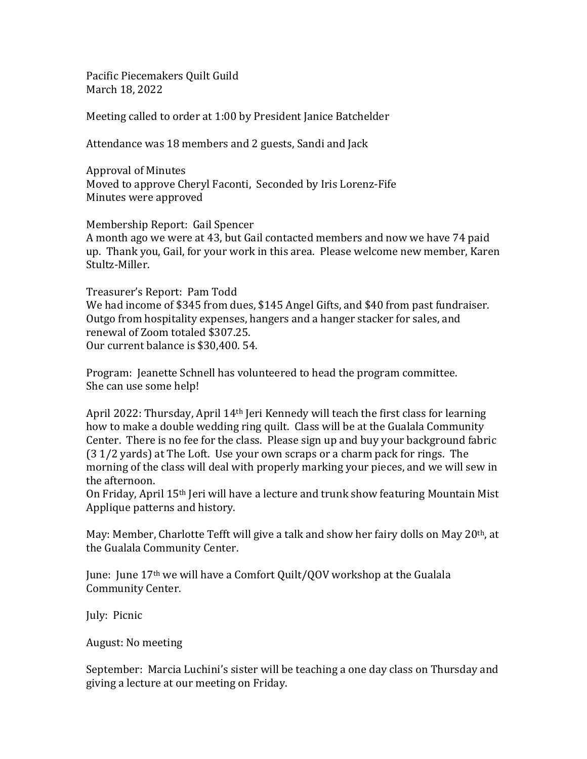Pacific Piecemakers Quilt Guild
March 18, 2022

Meeting called to order at 1:00 by President Janice Batchelder

Attendance was 18 members and 2 guests, Sandi and Jack

Approval of Minutes
Moved to approve Cheryl Faconti, Seconded by Iris Lorenz-Fife
Minutes were approved

Membership Report: Gail Spencer
A month ago we were at 43, but Gail contacted members and now we have 74 paid up. Thank you, Gail, for your work in this area. Please welcome new member, Karen Stultz-Miller.

Treasurer's Report: Pam Todd
We had income of $345 from dues, $145 Angel Gifts, and $40 from past fundraiser. Outgo from hospitality expenses, hangers and a hanger stacker for sales, and renewal of Zoom totaled $307.25.
Our current balance is $30,400. 54.

Program: Jeanette Schnell has volunteered to head the program committee. She can use some help!

April 2022: Thursday, April 14th Jeri Kennedy will teach the first class for learning how to make a double wedding ring quilt. Class will be at the Gualala Community Center. There is no fee for the class. Please sign up and buy your background fabric (3 1/2 yards) at The Loft. Use your own scraps or a charm pack for rings. The morning of the class will deal with properly marking your pieces, and we will sew in the afternoon.
On Friday, April 15th Jeri will have a lecture and trunk show featuring Mountain Mist Applique patterns and history.

May: Member, Charlotte Tefft will give a talk and show her fairy dolls on May 20th, at the Gualala Community Center.

June: June 17th we will have a Comfort Quilt/QOV workshop at the Gualala Community Center.

July: Picnic

August: No meeting

September: Marcia Luchini's sister will be teaching a one day class on Thursday and giving a lecture at our meeting on Friday.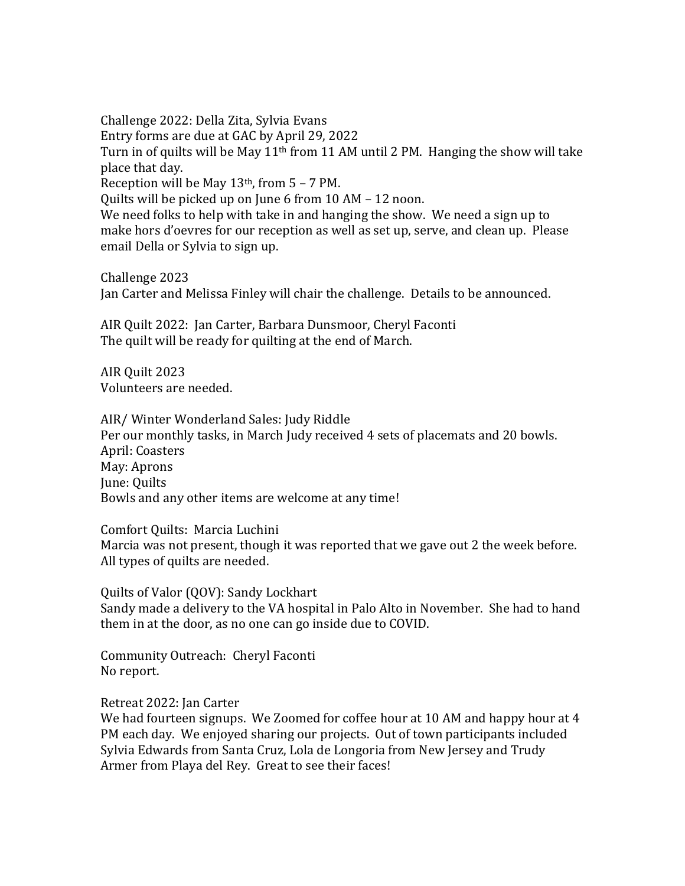Challenge 2022: Della Zita, Sylvia Evans
Entry forms are due at GAC by April 29, 2022
Turn in of quilts will be May 11th from 11 AM until 2 PM. Hanging the show will take place that day.
Reception will be May 13th, from 5 – 7 PM.
Quilts will be picked up on June 6 from 10 AM – 12 noon.
We need folks to help with take in and hanging the show. We need a sign up to make hors d'oevres for our reception as well as set up, serve, and clean up. Please email Della or Sylvia to sign up.

Challenge 2023
Jan Carter and Melissa Finley will chair the challenge. Details to be announced.

AIR Quilt 2022: Jan Carter, Barbara Dunsmoor, Cheryl Faconti
The quilt will be ready for quilting at the end of March.

AIR Quilt 2023
Volunteers are needed.

AIR/ Winter Wonderland Sales: Judy Riddle
Per our monthly tasks, in March Judy received 4 sets of placemats and 20 bowls.
April: Coasters
May: Aprons
June: Quilts
Bowls and any other items are welcome at any time!

Comfort Quilts: Marcia Luchini
Marcia was not present, though it was reported that we gave out 2 the week before. All types of quilts are needed.

Quilts of Valor (QOV): Sandy Lockhart
Sandy made a delivery to the VA hospital in Palo Alto in November. She had to hand them in at the door, as no one can go inside due to COVID.

Community Outreach: Cheryl Faconti
No report.

Retreat 2022: Jan Carter
We had fourteen signups. We Zoomed for coffee hour at 10 AM and happy hour at 4 PM each day. We enjoyed sharing our projects. Out of town participants included Sylvia Edwards from Santa Cruz, Lola de Longoria from New Jersey and Trudy Armer from Playa del Rey. Great to see their faces!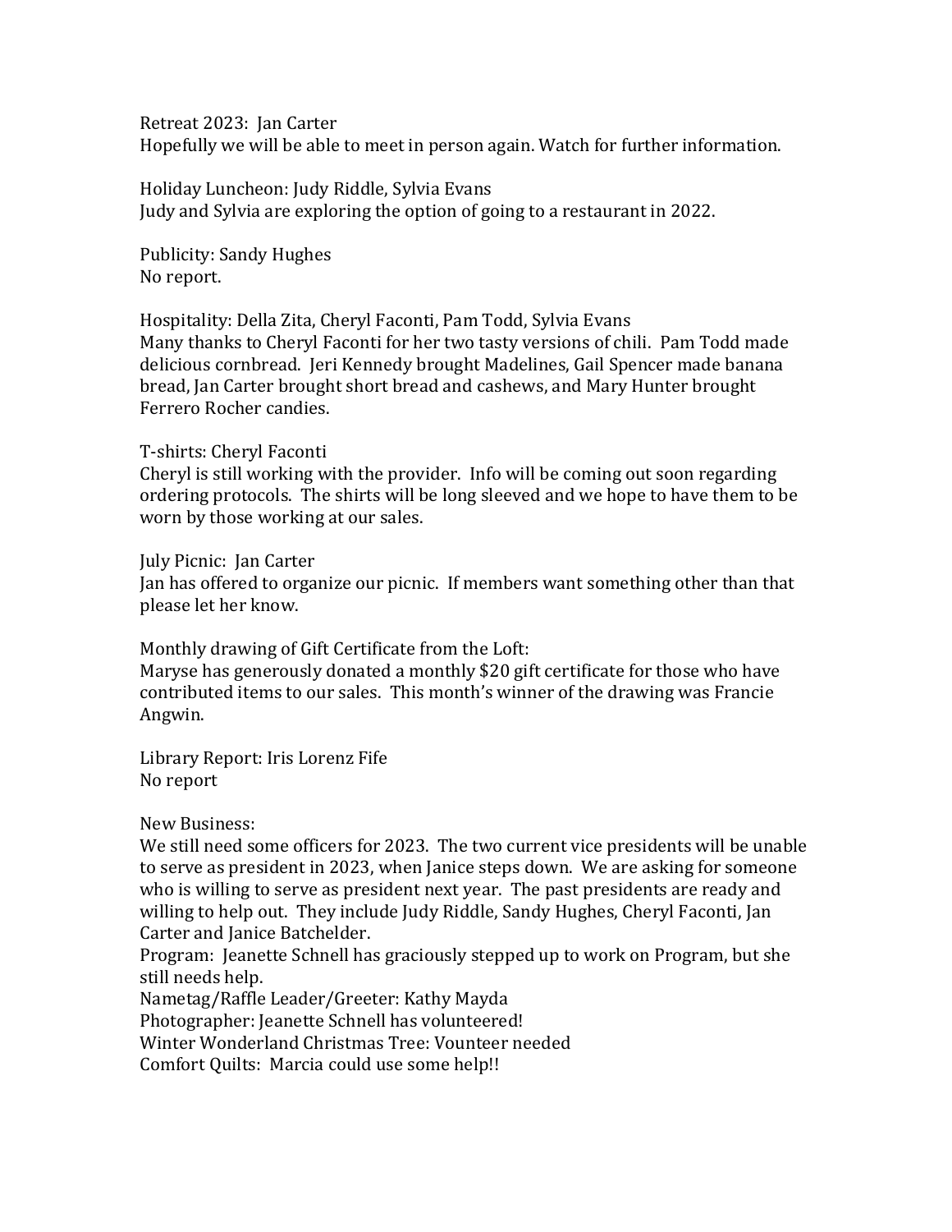Retreat 2023: Jan Carter
Hopefully we will be able to meet in person again. Watch for further information.

Holiday Luncheon: Judy Riddle, Sylvia Evans
Judy and Sylvia are exploring the option of going to a restaurant in 2022.

Publicity: Sandy Hughes
No report.

Hospitality: Della Zita, Cheryl Faconti, Pam Todd, Sylvia Evans
Many thanks to Cheryl Faconti for her two tasty versions of chili. Pam Todd made delicious cornbread. Jeri Kennedy brought Madelines, Gail Spencer made banana bread, Jan Carter brought short bread and cashews, and Mary Hunter brought Ferrero Rocher candies.

T-shirts: Cheryl Faconti
Cheryl is still working with the provider. Info will be coming out soon regarding ordering protocols. The shirts will be long sleeved and we hope to have them to be worn by those working at our sales.

July Picnic: Jan Carter
Jan has offered to organize our picnic. If members want something other than that please let her know.

Monthly drawing of Gift Certificate from the Loft:
Maryse has generously donated a monthly $20 gift certificate for those who have contributed items to our sales. This month's winner of the drawing was Francie Angwin.

Library Report: Iris Lorenz Fife
No report

New Business:
We still need some officers for 2023. The two current vice presidents will be unable to serve as president in 2023, when Janice steps down. We are asking for someone who is willing to serve as president next year. The past presidents are ready and willing to help out. They include Judy Riddle, Sandy Hughes, Cheryl Faconti, Jan Carter and Janice Batchelder.
Program: Jeanette Schnell has graciously stepped up to work on Program, but she still needs help.
Nametag/Raffle Leader/Greeter: Kathy Mayda
Photographer: Jeanette Schnell has volunteered!
Winter Wonderland Christmas Tree: Vounteer needed
Comfort Quilts: Marcia could use some help!!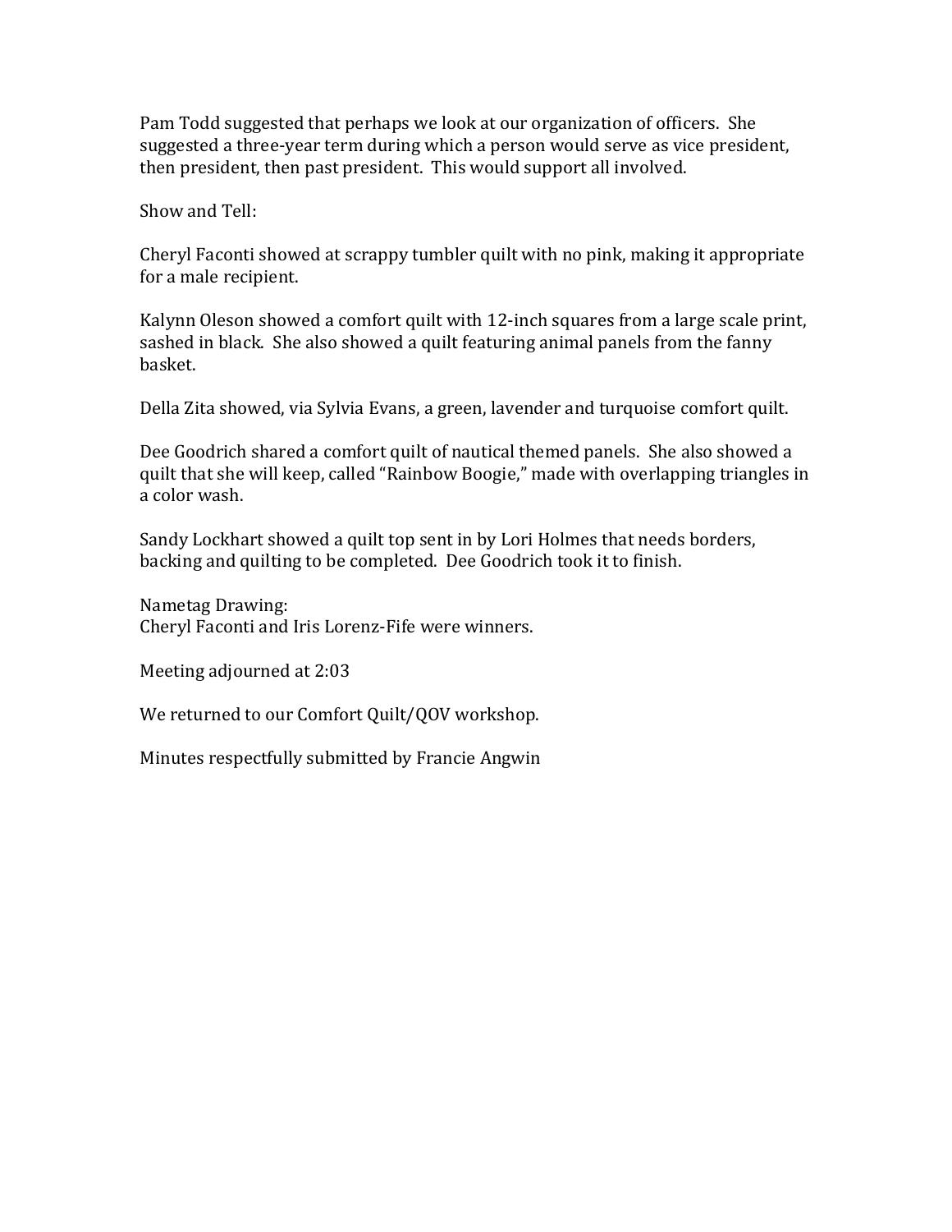Pam Todd suggested that perhaps we look at our organization of officers. She suggested a three-year term during which a person would serve as vice president, then president, then past president. This would support all involved.

Show and Tell:

Cheryl Faconti showed at scrappy tumbler quilt with no pink, making it appropriate for a male recipient.

Kalynn Oleson showed a comfort quilt with 12-inch squares from a large scale print, sashed in black. She also showed a quilt featuring animal panels from the fanny basket.

Della Zita showed, via Sylvia Evans, a green, lavender and turquoise comfort quilt.

Dee Goodrich shared a comfort quilt of nautical themed panels. She also showed a quilt that she will keep, called "Rainbow Boogie," made with overlapping triangles in a color wash.

Sandy Lockhart showed a quilt top sent in by Lori Holmes that needs borders, backing and quilting to be completed. Dee Goodrich took it to finish.

Nametag Drawing:
Cheryl Faconti and Iris Lorenz-Fife were winners.

Meeting adjourned at 2:03

We returned to our Comfort Quilt/QOV workshop.

Minutes respectfully submitted by Francie Angwin